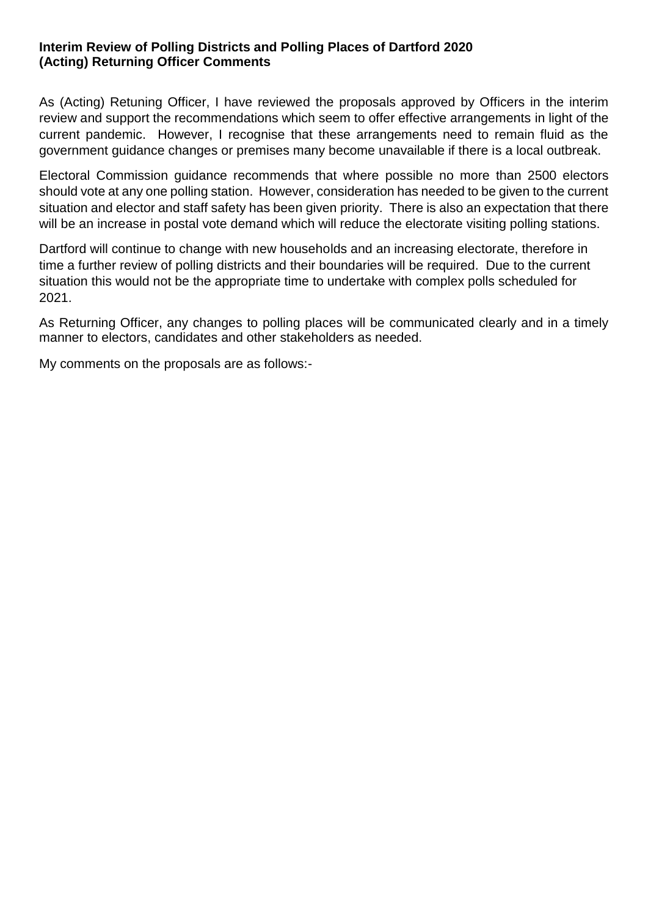**Interim Review of Polling Districts and Polling Places of Dartford 2020**
**(Acting) Returning Officer Comments**

As (Acting) Retuning Officer, I have reviewed the proposals approved by Officers in the interim review and support the recommendations which seem to offer effective arrangements in light of the current pandemic. However, I recognise that these arrangements need to remain fluid as the government guidance changes or premises many become unavailable if there is a local outbreak.

Electoral Commission guidance recommends that where possible no more than 2500 electors should vote at any one polling station. However, consideration has needed to be given to the current situation and elector and staff safety has been given priority. There is also an expectation that there will be an increase in postal vote demand which will reduce the electorate visiting polling stations.

Dartford will continue to change with new households and an increasing electorate, therefore in time a further review of polling districts and their boundaries will be required. Due to the current situation this would not be the appropriate time to undertake with complex polls scheduled for 2021.

As Returning Officer, any changes to polling places will be communicated clearly and in a timely manner to electors, candidates and other stakeholders as needed.

My comments on the proposals are as follows:-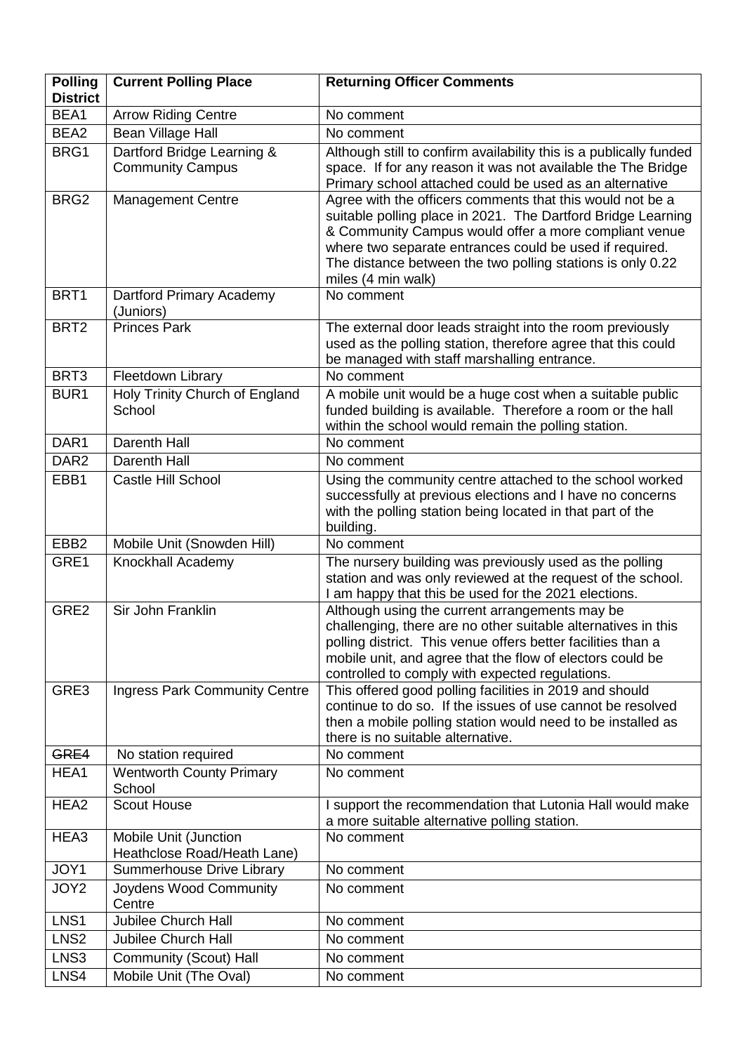| Polling District | Current Polling Place | Returning Officer Comments |
|---|---|---|
| BEA1 | Arrow Riding Centre | No comment |
| BEA2 | Bean Village Hall | No comment |
| BRG1 | Dartford Bridge Learning & Community Campus | Although still to confirm availability this is a publically funded space. If for any reason it was not available the The Bridge Primary school attached could be used as an alternative |
| BRG2 | Management Centre | Agree with the officers comments that this would not be a suitable polling place in 2021. The Dartford Bridge Learning & Community Campus would offer a more compliant venue where two separate entrances could be used if required. The distance between the two polling stations is only 0.22 miles (4 min walk) |
| BRT1 | Dartford Primary Academy (Juniors) | No comment |
| BRT2 | Princes Park | The external door leads straight into the room previously used as the polling station, therefore agree that this could be managed with staff marshalling entrance. |
| BRT3 | Fleetdown Library | No comment |
| BUR1 | Holy Trinity Church of England School | A mobile unit would be a huge cost when a suitable public funded building is available. Therefore a room or the hall within the school would remain the polling station. |
| DAR1 | Darenth Hall | No comment |
| DAR2 | Darenth Hall | No comment |
| EBB1 | Castle Hill School | Using the community centre attached to the school worked successfully at previous elections and I have no concerns with the polling station being located in that part of the building. |
| EBB2 | Mobile Unit (Snowden Hill) | No comment |
| GRE1 | Knockhall Academy | The nursery building was previously used as the polling station and was only reviewed at the request of the school. I am happy that this be used for the 2021 elections. |
| GRE2 | Sir John Franklin | Although using the current arrangements may be challenging, there are no other suitable alternatives in this polling district. This venue offers better facilities than a mobile unit, and agree that the flow of electors could be controlled to comply with expected regulations. |
| GRE3 | Ingress Park Community Centre | This offered good polling facilities in 2019 and should continue to do so. If the issues of use cannot be resolved then a mobile polling station would need to be installed as there is no suitable alternative. |
| ~~GRE4~~ | No station required | No comment |
| HEA1 | Wentworth County Primary School | No comment |
| HEA2 | Scout House | I support the recommendation that Lutonia Hall would make a more suitable alternative polling station. |
| HEA3 | Mobile Unit (Junction Heathclose Road/Heath Lane) | No comment |
| JOY1 | Summerhouse Drive Library | No comment |
| JOY2 | Joydens Wood Community Centre | No comment |
| LNS1 | Jubilee Church Hall | No comment |
| LNS2 | Jubilee Church Hall | No comment |
| LNS3 | Community (Scout) Hall | No comment |
| LNS4 | Mobile Unit (The Oval) | No comment |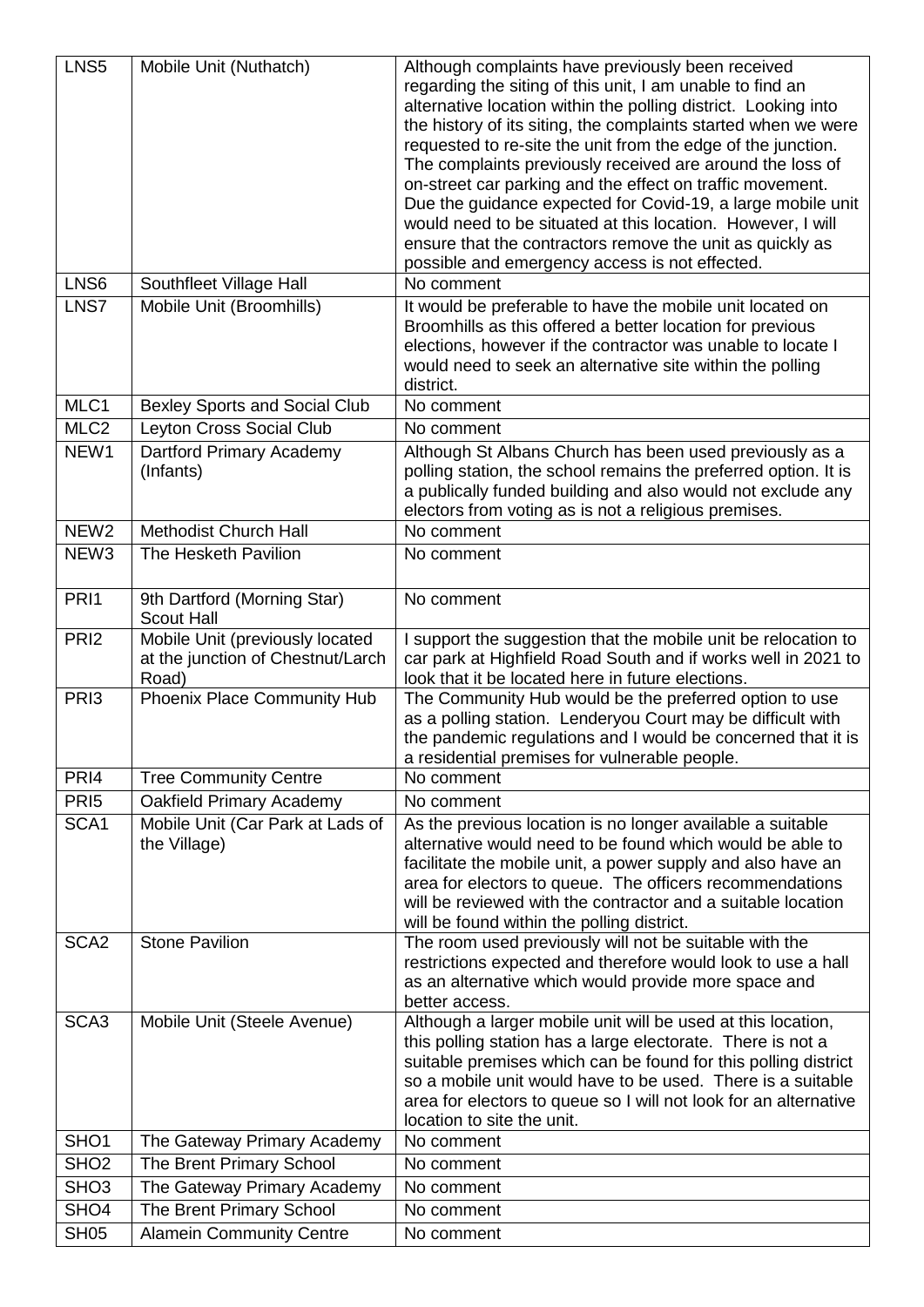| | | |
|---|---|---|
| LNS5 | Mobile Unit (Nuthatch) | Although complaints have previously been received regarding the siting of this unit, I am unable to find an alternative location within the polling district. Looking into the history of its siting, the complaints started when we were requested to re-site the unit from the edge of the junction. The complaints previously received are around the loss of on-street car parking and the effect on traffic movement. Due the guidance expected for Covid-19, a large mobile unit would need to be situated at this location. However, I will ensure that the contractors remove the unit as quickly as possible and emergency access is not effected. |
| LNS6 | Southfleet Village Hall | No comment |
| LNS7 | Mobile Unit (Broomhills) | It would be preferable to have the mobile unit located on Broomhills as this offered a better location for previous elections, however if the contractor was unable to locate I would need to seek an alternative site within the polling district. |
| MLC1 | Bexley Sports and Social Club | No comment |
| MLC2 | Leyton Cross Social Club | No comment |
| NEW1 | Dartford Primary Academy (Infants) | Although St Albans Church has been used previously as a polling station, the school remains the preferred option. It is a publically funded building and also would not exclude any electors from voting as is not a religious premises. |
| NEW2 | Methodist Church Hall | No comment |
| NEW3 | The Hesketh Pavilion | No comment |
| PRI1 | 9th Dartford (Morning Star) Scout Hall | No comment |
| PRI2 | Mobile Unit (previously located at the junction of Chestnut/Larch Road) | I support the suggestion that the mobile unit be relocation to car park at Highfield Road South and if works well in 2021 to look that it be located here in future elections. |
| PRI3 | Phoenix Place Community Hub | The Community Hub would be the preferred option to use as a polling station. Lenderyou Court may be difficult with the pandemic regulations and I would be concerned that it is a residential premises for vulnerable people. |
| PRI4 | Tree Community Centre | No comment |
| PRI5 | Oakfield Primary Academy | No comment |
| SCA1 | Mobile Unit (Car Park at Lads of the Village) | As the previous location is no longer available a suitable alternative would need to be found which would be able to facilitate the mobile unit, a power supply and also have an area for electors to queue. The officers recommendations will be reviewed with the contractor and a suitable location will be found within the polling district. |
| SCA2 | Stone Pavilion | The room used previously will not be suitable with the restrictions expected and therefore would look to use a hall as an alternative which would provide more space and better access. |
| SCA3 | Mobile Unit (Steele Avenue) | Although a larger mobile unit will be used at this location, this polling station has a large electorate. There is not a suitable premises which can be found for this polling district so a mobile unit would have to be used. There is a suitable area for electors to queue so I will not look for an alternative location to site the unit. |
| SHO1 | The Gateway Primary Academy | No comment |
| SHO2 | The Brent Primary School | No comment |
| SHO3 | The Gateway Primary Academy | No comment |
| SHO4 | The Brent Primary School | No comment |
| SH05 | Alamein Community Centre | No comment |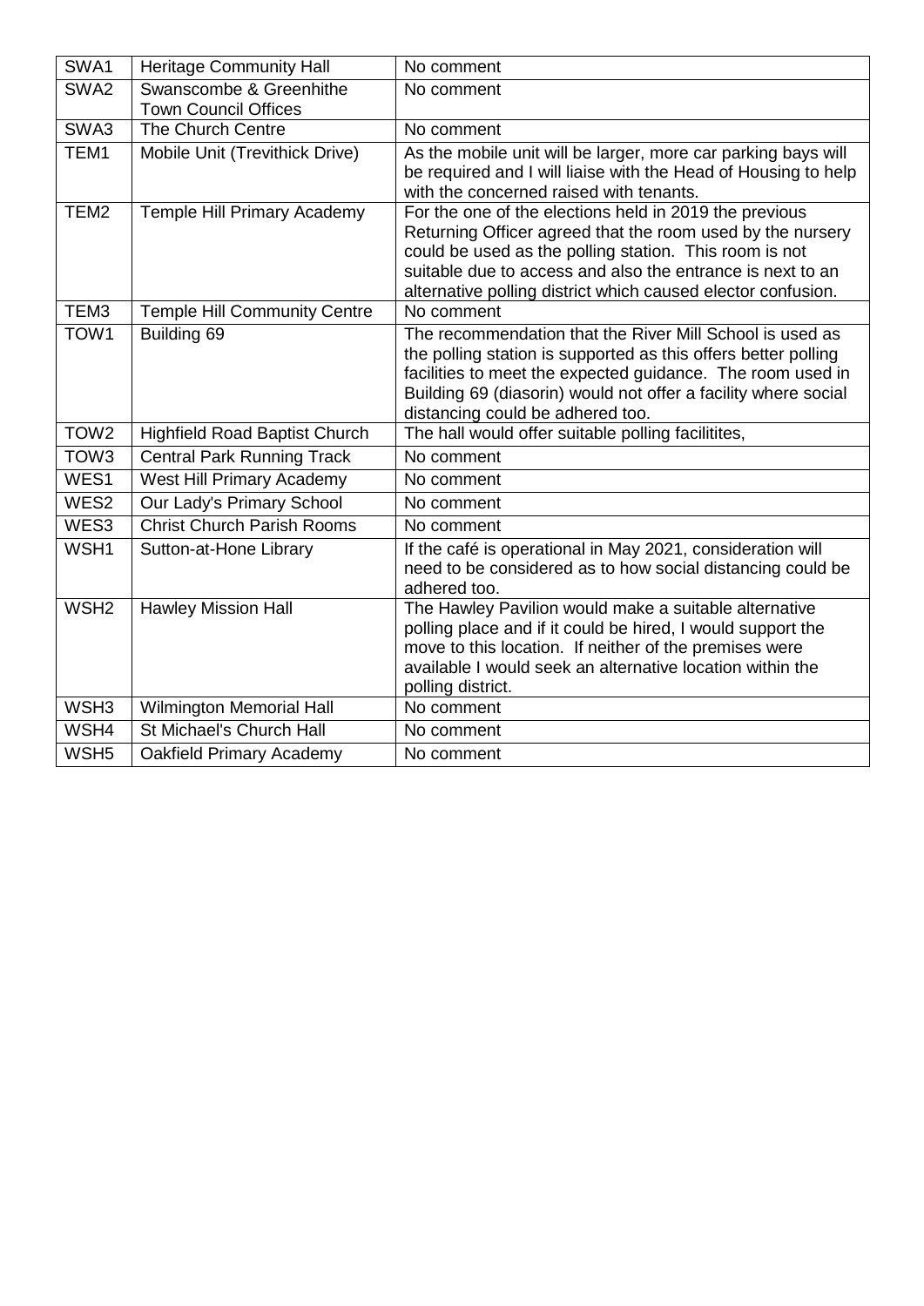| | | |
|---|---|---|
| SWA1 | Heritage Community Hall | No comment |
| SWA2 | Swanscombe & Greenhithe Town Council Offices | No comment |
| SWA3 | The Church Centre | No comment |
| TEM1 | Mobile Unit (Trevithick Drive) | As the mobile unit will be larger, more car parking bays will be required and I will liaise with the Head of Housing to help with the concerned raised with tenants. |
| TEM2 | Temple Hill Primary Academy | For the one of the elections held in 2019 the previous Returning Officer agreed that the room used by the nursery could be used as the polling station. This room is not suitable due to access and also the entrance is next to an alternative polling district which caused elector confusion. |
| TEM3 | Temple Hill Community Centre | No comment |
| TOW1 | Building 69 | The recommendation that the River Mill School is used as the polling station is supported as this offers better polling facilities to meet the expected guidance. The room used in Building 69 (diasorin) would not offer a facility where social distancing could be adhered too. |
| TOW2 | Highfield Road Baptist Church | The hall would offer suitable polling facilitites, |
| TOW3 | Central Park Running Track | No comment |
| WES1 | West Hill Primary Academy | No comment |
| WES2 | Our Lady's Primary School | No comment |
| WES3 | Christ Church Parish Rooms | No comment |
| WSH1 | Sutton-at-Hone Library | If the café is operational in May 2021, consideration will need to be considered as to how social distancing could be adhered too. |
| WSH2 | Hawley Mission Hall | The Hawley Pavilion would make a suitable alternative polling place and if it could be hired, I would support the move to this location. If neither of the premises were available I would seek an alternative location within the polling district. |
| WSH3 | Wilmington Memorial Hall | No comment |
| WSH4 | St Michael's Church Hall | No comment |
| WSH5 | Oakfield Primary Academy | No comment |